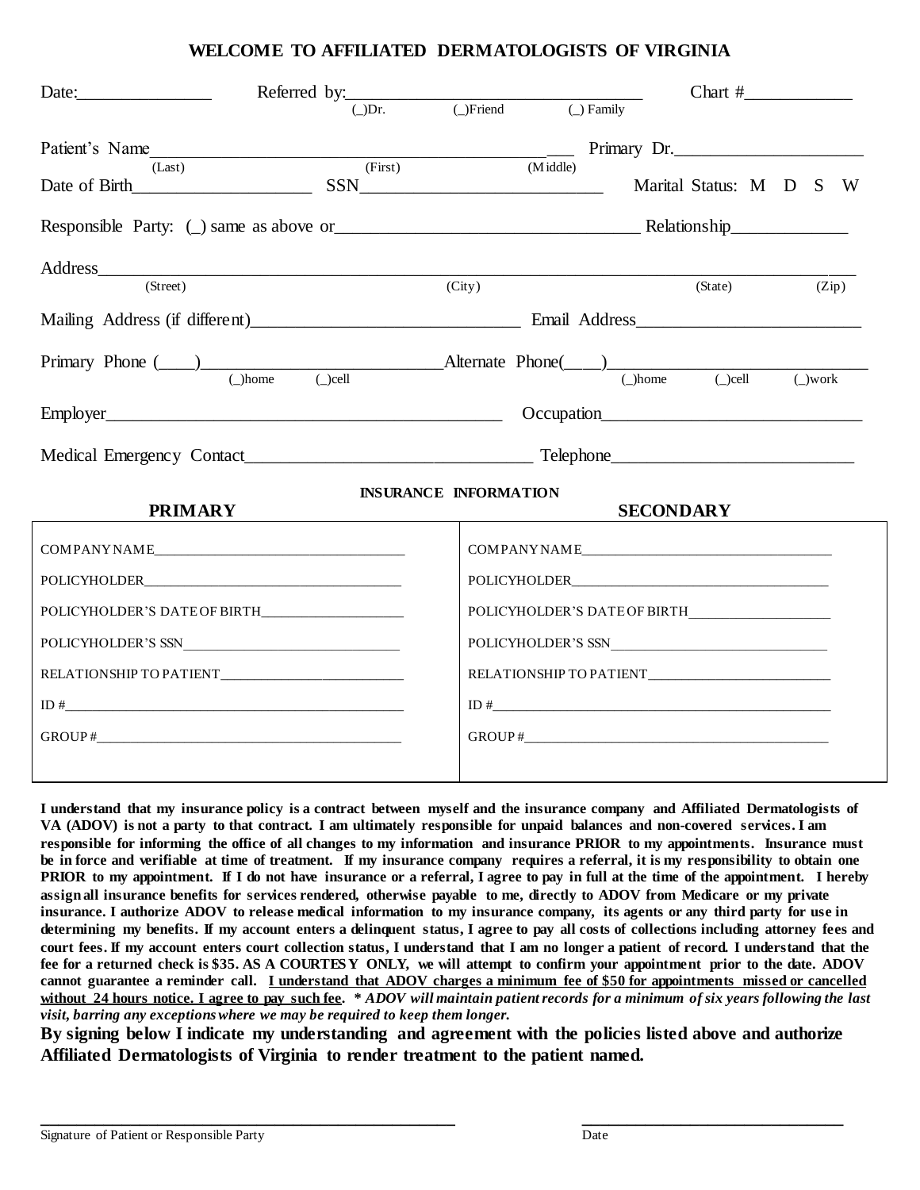# WELCOME TO AFFILIATED DERMATOLOGISTS OF VIRGINIA

Date:_______________ Referred by:_______________________________ Chart #____________
(_)Dr. (_)Friend (_) Family

Patient's Name_____________________________________________ Primary Dr.______________________
(Last) (First) (Middle)

Date of Birth____________________ SSN___________________________ Marital Status: M D S W

Responsible Party: (_) same as above or_________________________________ Relationship_____________

Address_________________________________________________________________________________
(Street) (City) (State) (Zip)

Mailing Address (if different)_____________________________ Email Address________________________

Primary Phone (____)___________________________Alternate Phone(____)___________________________
(_)home (_)cell (_)home (_)cell (_)work

Employer_____________________________________________ Occupation_____________________________

Medical Emergency Contact________________________________ Telephone__________________________

## INSURANCE INFORMATION

| PRIMARY | SECONDARY |
|---|---|
| COMPANY NAME___________________________ | COMPANY NAME___________________________ |
| POLICYHOLDER___________________________ | POLICYHOLDER___________________________ |
| POLICYHOLDER'S DATE OF BIRTH__________________ | POLICYHOLDER'S DATE OF BIRTH__________________ |
| POLICYHOLDER'S SSN___________________________ | POLICYHOLDER'S SSN___________________________ |
| RELATIONSHIP TO PATIENT______________________ | RELATIONSHIP TO PATIENT______________________ |
| ID #___________________________________________ | ID #___________________________________________ |
| GROUP #________________________________________ | GROUP #________________________________________ |

**I understand that my insurance policy is a contract between myself and the insurance company and Affiliated Dermatologists of VA (ADOV) is not a party to that contract. I am ultimately responsible for unpaid balances and non-covered services. I am responsible for informing the office of all changes to my information and insurance PRIOR to my appointments. Insurance must be in force and verifiable at time of treatment. If my insurance company requires a referral, it is my responsibility to obtain one PRIOR to my appointment. If I do not have insurance or a referral, I agree to pay in full at the time of the appointment. I hereby assign all insurance benefits for services rendered, otherwise payable to me, directly to ADOV from Medicare or my private insurance. I authorize ADOV to release medical information to my insurance company, its agents or any third party for use in determining my benefits. If my account enters a delinquent status, I agree to pay all costs of collections including attorney fees and court fees. If my account enters court collection status, I understand that I am no longer a patient of record. I understand that the fee for a returned check is $35. AS A COURTESY ONLY, we will attempt to confirm your appointment prior to the date. ADOV cannot guarantee a reminder call. <u>I understand that ADOV charges a minimum fee of $50 for appointments missed or cancelled without 24 hours notice. I agree to pay such fee</u>. *** ***ADOV will maintain patient records for a minimum of six years following the last visit, barring any exceptions where we may be required to keep them longer.***

**By signing below I indicate my understanding and agreement with the policies listed above and authorize Affiliated Dermatologists of Virginia to render treatment to the patient named.**

_____________________________________________ ______________________________
Signature of Patient or Responsible Party Date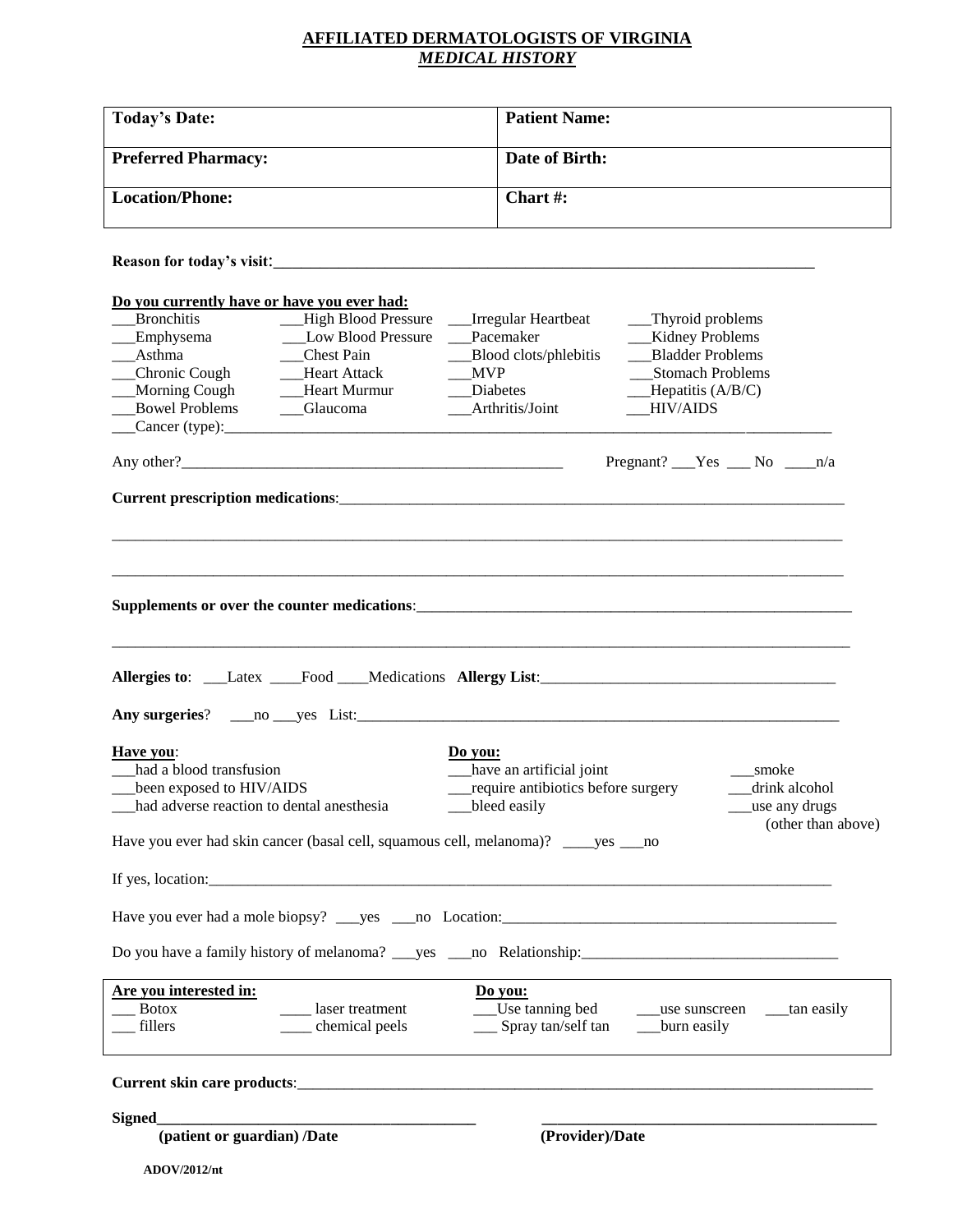# AFFILIATED DERMATOLOGISTS OF VIRGINIA

## *MEDICAL HISTORY*

| **Today's Date:** | **Patient Name:** |
|---|---|
| **Preferred Pharmacy:** | **Date of Birth:** |
| **Location/Phone:** | **Chart #:** |

**Reason for today's visit**:\_\_\_\_\_\_\_\_\_\_\_\_\_\_\_\_\_\_\_\_\_\_\_\_\_\_\_\_\_\_\_\_\_\_\_\_\_\_\_\_\_\_\_\_\_\_\_\_\_\_\_\_\_\_\_\_\_\_\_\_

**Do you currently have or have you ever had:**

| | | | |
|---|---|---|---|
| \_\_\_Bronchitis | \_\_\_High Blood Pressure | \_\_\_Irregular Heartbeat | \_\_\_Thyroid problems |
| \_\_\_Emphysema | \_\_\_Low Blood Pressure | \_\_\_Pacemaker | \_\_\_Kidney Problems |
| \_\_\_Asthma | \_\_\_Chest Pain | \_\_\_Blood clots/phlebitis | \_\_\_Bladder Problems |
| \_\_\_Chronic Cough | \_\_\_Heart Attack | \_\_\_MVP | \_\_\_Stomach Problems |
| \_\_\_Morning Cough | \_\_\_Heart Murmur | \_\_\_Diabetes | \_\_\_Hepatitis (A/B/C) |
| \_\_\_Bowel Problems | \_\_\_Glaucoma | \_\_\_Arthritis/Joint | \_\_\_HIV/AIDS |

\_\_\_Cancer (type):\_\_\_\_\_\_\_\_\_\_\_\_\_\_\_\_\_\_\_\_\_\_\_\_\_\_\_\_\_\_\_\_\_\_\_\_\_\_\_\_\_\_\_\_\_\_\_\_\_\_\_\_\_\_\_\_\_\_\_\_

Any other?\_\_\_\_\_\_\_\_\_\_\_\_\_\_\_\_\_\_\_\_\_\_\_\_\_\_\_\_\_\_\_\_\_\_\_\_\_\_\_\_ Pregnant? \_\_\_Yes \_\_\_ No \_\_\_\_n/a

**Current prescription medications**:\_\_\_\_\_\_\_\_\_\_\_\_\_\_\_\_\_\_\_\_\_\_\_\_\_\_\_\_\_\_\_\_\_\_\_\_\_\_\_\_\_\_\_\_\_\_\_\_\_\_\_\_

\_\_\_\_\_\_\_\_\_\_\_\_\_\_\_\_\_\_\_\_\_\_\_\_\_\_\_\_\_\_\_\_\_\_\_\_\_\_\_\_\_\_\_\_\_\_\_\_\_\_\_\_\_\_\_\_\_\_\_\_\_\_\_\_\_\_\_\_\_\_\_\_\_\_\_\_\_\_

\_\_\_\_\_\_\_\_\_\_\_\_\_\_\_\_\_\_\_\_\_\_\_\_\_\_\_\_\_\_\_\_\_\_\_\_\_\_\_\_\_\_\_\_\_\_\_\_\_\_\_\_\_\_\_\_\_\_\_\_\_\_\_\_\_\_\_\_\_\_\_\_\_\_\_\_\_\_

**Supplements or over the counter medications**:\_\_\_\_\_\_\_\_\_\_\_\_\_\_\_\_\_\_\_\_\_\_\_\_\_\_\_\_\_\_\_\_\_\_\_\_\_\_\_\_\_\_\_\_\_\_

\_\_\_\_\_\_\_\_\_\_\_\_\_\_\_\_\_\_\_\_\_\_\_\_\_\_\_\_\_\_\_\_\_\_\_\_\_\_\_\_\_\_\_\_\_\_\_\_\_\_\_\_\_\_\_\_\_\_\_\_\_\_\_\_\_\_\_\_\_\_\_\_\_\_\_\_\_\_

**Allergies to**: \_\_\_Latex \_\_\_\_Food \_\_\_\_Medications **Allergy List**:\_\_\_\_\_\_\_\_\_\_\_\_\_\_\_\_\_\_\_\_\_\_\_\_\_\_\_\_\_\_\_

**Any surgeries**? \_\_\_no \_\_\_yes List:\_\_\_\_\_\_\_\_\_\_\_\_\_\_\_\_\_\_\_\_\_\_\_\_\_\_\_\_\_\_\_\_\_\_\_\_\_\_\_\_\_\_\_\_\_\_\_\_\_\_

**Have you**:
- \_\_\_had a blood transfusion
- \_\_\_been exposed to HIV/AIDS
- \_\_\_had adverse reaction to dental anesthesia

**Do you:**
- \_\_\_have an artificial joint
- \_\_\_require antibiotics before surgery
- \_\_\_bleed easily
- \_\_\_smoke
- \_\_\_drink alcohol
- \_\_\_use any drugs (other than above)

Have you ever had skin cancer (basal cell, squamous cell, melanoma)? \_\_\_\_yes \_\_\_no

If yes, location:\_\_\_\_\_\_\_\_\_\_\_\_\_\_\_\_\_\_\_\_\_\_\_\_\_\_\_\_\_\_\_\_\_\_\_\_\_\_\_\_\_\_\_\_\_\_\_\_\_\_\_\_\_\_\_\_\_\_\_\_\_\_\_\_

Have you ever had a mole biopsy? \_\_\_yes \_\_\_no Location:\_\_\_\_\_\_\_\_\_\_\_\_\_\_\_\_\_\_\_\_\_\_\_\_\_\_\_\_\_\_\_\_\_\_\_

Do you have a family history of melanoma? \_\_\_yes \_\_\_no Relationship:\_\_\_\_\_\_\_\_\_\_\_\_\_\_\_\_\_\_\_\_\_\_\_\_\_\_

**Are you interested in:**
- \_\_\_ Botox
- \_\_\_ fillers
- \_\_\_\_ laser treatment
- \_\_\_\_ chemical peels

**Do you:**
- \_\_\_Use tanning bed
- \_\_\_ Spray tan/self tan
- \_\_\_use sunscreen
- \_\_\_burn easily
- \_\_\_tan easily

**Current skin care products**:\_\_\_\_\_\_\_\_\_\_\_\_\_\_\_\_\_\_\_\_\_\_\_\_\_\_\_\_\_\_\_\_\_\_\_\_\_\_\_\_\_\_\_\_\_\_\_\_\_\_\_\_\_\_\_\_\_\_\_\_

**Signed**\_\_\_\_\_\_\_\_\_\_\_\_\_\_\_\_\_\_\_\_\_\_\_\_\_\_\_\_\_\_\_\_ \_\_\_\_\_\_\_\_\_\_\_\_\_\_\_\_\_\_\_\_\_\_\_\_\_\_\_\_\_\_\_\_\_\_\_\_

**(patient or guardian) /Date** **(Provider)/Date**

**ADOV/2012/nt**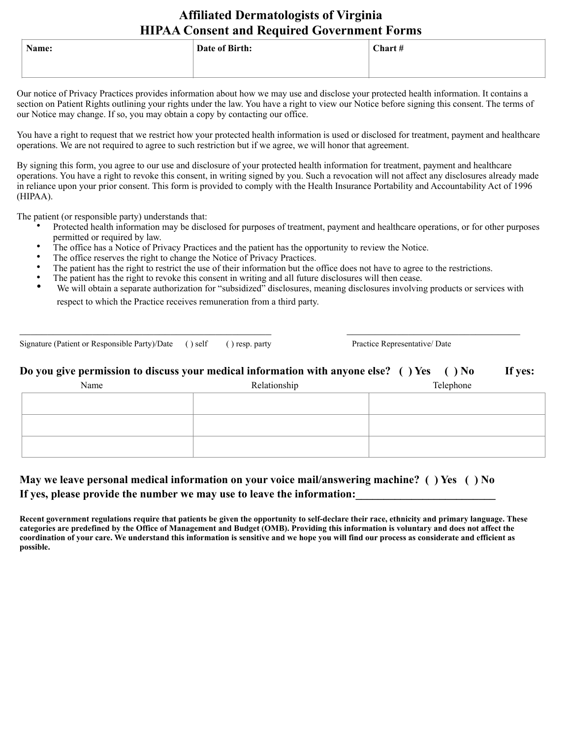# Affiliated Dermatologists of Virginia
# HIPAA Consent and Required Government Forms

| Name: | Date of Birth: | Chart # |
|---|---|---|
| | | |

Our notice of Privacy Practices provides information about how we may use and disclose your protected health information. It contains a section on Patient Rights outlining your rights under the law. You have a right to view our Notice before signing this consent. The terms of our Notice may change. If so, you may obtain a copy by contacting our office.

You have a right to request that we restrict how your protected health information is used or disclosed for treatment, payment and healthcare operations. We are not required to agree to such restriction but if we agree, we will honor that agreement.

By signing this form, you agree to our use and disclosure of your protected health information for treatment, payment and healthcare operations. You have a right to revoke this consent, in writing signed by you. Such a revocation will not affect any disclosures already made in reliance upon your prior consent. This form is provided to comply with the Health Insurance Portability and Accountability Act of 1996 (HIPAA).

The patient (or responsible party) understands that:

- Protected health information may be disclosed for purposes of treatment, payment and healthcare operations, or for other purposes permitted or required by law.
- The office has a Notice of Privacy Practices and the patient has the opportunity to review the Notice.
- The office reserves the right to change the Notice of Privacy Practices.
- The patient has the right to restrict the use of their information but the office does not have to agree to the restrictions.
- The patient has the right to revoke this consent in writing and all future disclosures will then cease.
- We will obtain a separate authorization for "subsidized" disclosures, meaning disclosures involving products or services with respect to which the Practice receives remuneration from a third party.

_______________________________________________ Signature (Patient or Responsible Party)/Date ( ) self ( ) resp. party

_______________________________________ Practice Representative/ Date

**Do you give permission to discuss your medical information with anyone else? ( ) Yes ( ) No If yes:**

| Name | Relationship | Telephone |
|---|---|---|
| | | |
| | | |
| | | |

**May we leave personal medical information on your voice mail/answering machine? ( ) Yes ( ) No**
**If yes, please provide the number we may use to leave the information:_________________________**

**Recent government regulations require that patients be given the opportunity to self-declare their race, ethnicity and primary language. These categories are predefined by the Office of Management and Budget (OMB). Providing this information is voluntary and does not affect the coordination of your care. We understand this information is sensitive and we hope you will find our process as considerate and efficient as possible.**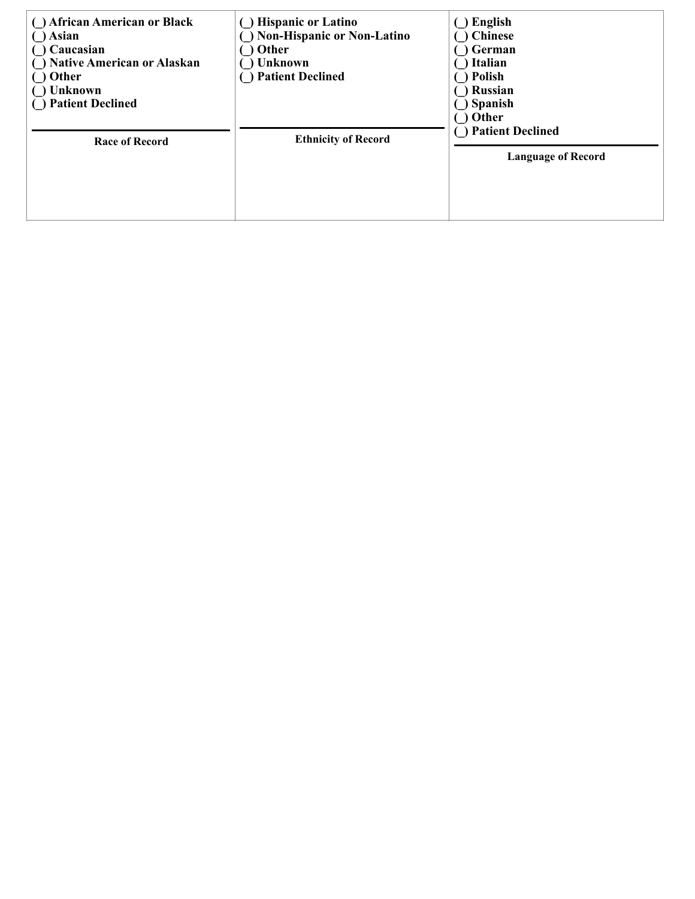| | | |
|---|---|---|
| (_) African American or Black<br>(_) Asian<br>(_) Caucasian<br>(_) Native American or Alaskan<br>(_) Other<br>(_) Unknown<br>(_) Patient Declined<br><br>**Race of Record** | (_) Hispanic or Latino<br>(_) Non-Hispanic or Non-Latino<br>(_) Other<br>(_) Unknown<br>(_) Patient Declined<br><br>**Ethnicity of Record** | (_) English<br>(_) Chinese<br>(_) German<br>(_) Italian<br>(_) Polish<br>(_) Russian<br>(_) Spanish<br>(_) Other<br>(_) Patient Declined<br><br>**Language of Record** |